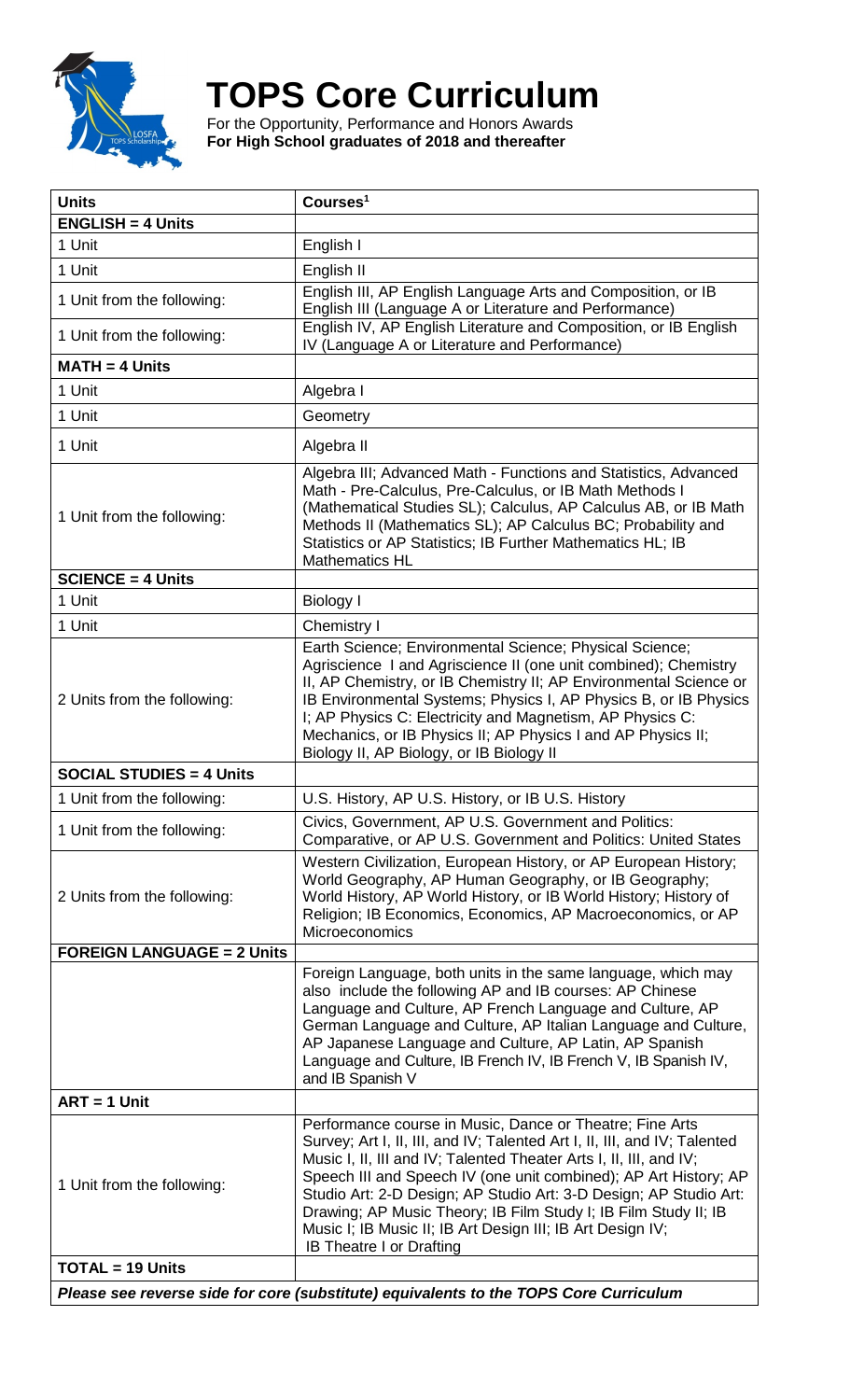# TOPS Core Curriculum

For the Opportunity, Performance and Honors Awards
**For High School graduates of 2018 and thereafter**

| Units | Courses[1] |
|---|---|
| **ENGLISH = 4 Units** | |
| 1 Unit | English I |
| 1 Unit | English II |
| 1 Unit from the following: | English III, AP English Language Arts and Composition, or IB English III (Language A or Literature and Performance) |
| 1 Unit from the following: | English IV, AP English Literature and Composition, or IB English IV (Language A or Literature and Performance) |
| **MATH = 4 Units** | |
| 1 Unit | Algebra I |
| 1 Unit | Geometry |
| 1 Unit | Algebra II |
| 1 Unit from the following: | Algebra III; Advanced Math - Functions and Statistics, Advanced Math - Pre-Calculus, Pre-Calculus, or IB Math Methods I (Mathematical Studies SL); Calculus, AP Calculus AB, or IB Math Methods II (Mathematics SL); AP Calculus BC; Probability and Statistics or AP Statistics; IB Further Mathematics HL; IB Mathematics HL |
| **SCIENCE = 4 Units** | |
| 1 Unit | Biology I |
| 1 Unit | Chemistry I |
| 2 Units from the following: | Earth Science; Environmental Science; Physical Science; Agriscience I and Agriscience II (one unit combined); Chemistry II, AP Chemistry, or IB Chemistry II; AP Environmental Science or IB Environmental Systems; Physics I, AP Physics B, or IB Physics I; AP Physics C: Electricity and Magnetism, AP Physics C: Mechanics, or IB Physics II; AP Physics I and AP Physics II; Biology II, AP Biology, or IB Biology II |
| **SOCIAL STUDIES = 4 Units** | |
| 1 Unit from the following: | U.S. History, AP U.S. History, or IB U.S. History |
| 1 Unit from the following: | Civics, Government, AP U.S. Government and Politics: Comparative, or AP U.S. Government and Politics: United States |
| 2 Units from the following: | Western Civilization, European History, or AP European History; World Geography, AP Human Geography, or IB Geography; World History, AP World History, or IB World History; History of Religion; IB Economics, Economics, AP Macroeconomics, or AP Microeconomics |
| **FOREIGN LANGUAGE = 2 Units** | |
| | Foreign Language, both units in the same language, which may also include the following AP and IB courses: AP Chinese Language and Culture, AP French Language and Culture, AP German Language and Culture, AP Italian Language and Culture, AP Japanese Language and Culture, AP Latin, AP Spanish Language and Culture, IB French IV, IB French V, IB Spanish IV, and IB Spanish V |
| **ART = 1 Unit** | |
| 1 Unit from the following: | Performance course in Music, Dance or Theatre; Fine Arts Survey; Art I, II, III, and IV; Talented Art I, II, III, and IV; Talented Music I, II, III and IV; Talented Theater Arts I, II, III, and IV; Speech III and Speech IV (one unit combined); AP Art History; AP Studio Art: 2-D Design; AP Studio Art: 3-D Design; AP Studio Art: Drawing; AP Music Theory; IB Film Study I; IB Film Study II; IB Music I; IB Music II; IB Art Design III; IB Art Design IV; IB Theatre I or Drafting |
| **TOTAL = 19 Units** | |

***Please see reverse side for core (substitute) equivalents to the TOPS Core Curriculum***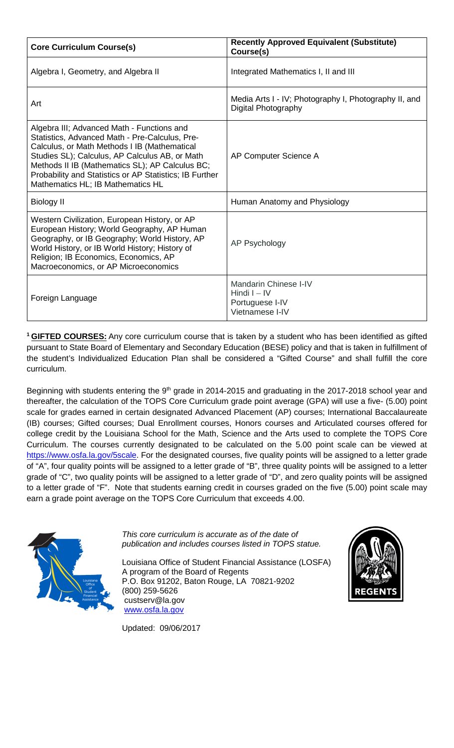| Core Curriculum Course(s) | Recently Approved Equivalent (Substitute) Course(s) |
|---|---|
| Algebra I, Geometry, and Algebra II | Integrated Mathematics I, II and III |
| Art | Media Arts I - IV; Photography I, Photography II, and Digital Photography |
| Algebra III; Advanced Math - Functions and Statistics, Advanced Math - Pre-Calculus, Pre-Calculus, or Math Methods I IB (Mathematical Studies SL); Calculus, AP Calculus AB, or Math Methods II IB (Mathematics SL); AP Calculus BC; Probability and Statistics or AP Statistics; IB Further Mathematics HL; IB Mathematics HL | AP Computer Science A |
| Biology II | Human Anatomy and Physiology |
| Western Civilization, European History, or AP European History; World Geography, AP Human Geography, or IB Geography; World History, AP World History, or IB World History; History of Religion; IB Economics, Economics, AP Macroeconomics, or AP Microeconomics | AP Psychology |
| Foreign Language | Mandarin Chinese I-IV<br>Hindi I – IV<br>Portuguese I-IV<br>Vietnamese I-IV |

[1] **GIFTED COURSES:** Any core curriculum course that is taken by a student who has been identified as gifted pursuant to State Board of Elementary and Secondary Education (BESE) policy and that is taken in fulfillment of the student's Individualized Education Plan shall be considered a "Gifted Course" and shall fulfill the core curriculum.

Beginning with students entering the 9th grade in 2014-2015 and graduating in the 2017-2018 school year and thereafter, the calculation of the TOPS Core Curriculum grade point average (GPA) will use a five- (5.00) point scale for grades earned in certain designated Advanced Placement (AP) courses; International Baccalaureate (IB) courses; Gifted courses; Dual Enrollment courses, Honors courses and Articulated courses offered for college credit by the Louisiana School for the Math, Science and the Arts used to complete the TOPS Core Curriculum. The courses currently designated to be calculated on the 5.00 point scale can be viewed at https://www.osfa.la.gov/5scale. For the designated courses, five quality points will be assigned to a letter grade of "A", four quality points will be assigned to a letter grade of "B", three quality points will be assigned to a letter grade of "C", two quality points will be assigned to a letter grade of "D", and zero quality points will be assigned to a letter grade of "F". Note that students earning credit in courses graded on the five (5.00) point scale may earn a grade point average on the TOPS Core Curriculum that exceeds 4.00.

*This core curriculum is accurate as of the date of publication and includes courses listed in TOPS statue.*

Louisiana Office of Student Financial Assistance (LOSFA)
A program of the Board of Regents
P.O. Box 91202, Baton Rouge, LA 70821-9202
(800) 259-5626
custserv@la.gov
www.osfa.la.gov

Updated: 09/06/2017